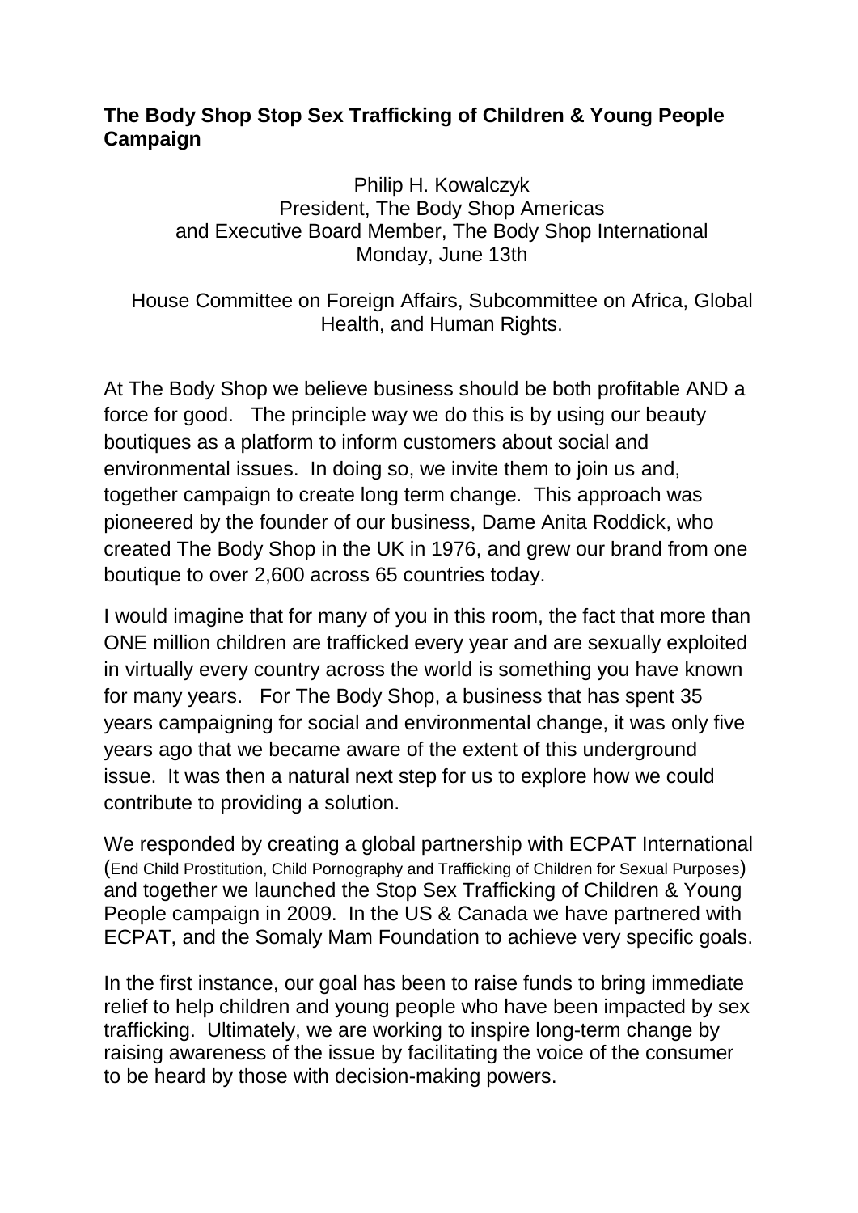**The Body Shop Stop Sex Trafficking of Children & Young People Campaign**

Philip H. Kowalczyk
President, The Body Shop Americas
and Executive Board Member, The Body Shop International
Monday, June 13th

House Committee on Foreign Affairs, Subcommittee on Africa, Global Health, and Human Rights.

At The Body Shop we believe business should be both profitable AND a force for good. The principle way we do this is by using our beauty boutiques as a platform to inform customers about social and environmental issues. In doing so, we invite them to join us and, together campaign to create long term change. This approach was pioneered by the founder of our business, Dame Anita Roddick, who created The Body Shop in the UK in 1976, and grew our brand from one boutique to over 2,600 across 65 countries today.

I would imagine that for many of you in this room, the fact that more than ONE million children are trafficked every year and are sexually exploited in virtually every country across the world is something you have known for many years. For The Body Shop, a business that has spent 35 years campaigning for social and environmental change, it was only five years ago that we became aware of the extent of this underground issue. It was then a natural next step for us to explore how we could contribute to providing a solution.

We responded by creating a global partnership with ECPAT International (End Child Prostitution, Child Pornography and Trafficking of Children for Sexual Purposes) and together we launched the Stop Sex Trafficking of Children & Young People campaign in 2009. In the US & Canada we have partnered with ECPAT, and the Somaly Mam Foundation to achieve very specific goals.

In the first instance, our goal has been to raise funds to bring immediate relief to help children and young people who have been impacted by sex trafficking. Ultimately, we are working to inspire long-term change by raising awareness of the issue by facilitating the voice of the consumer to be heard by those with decision-making powers.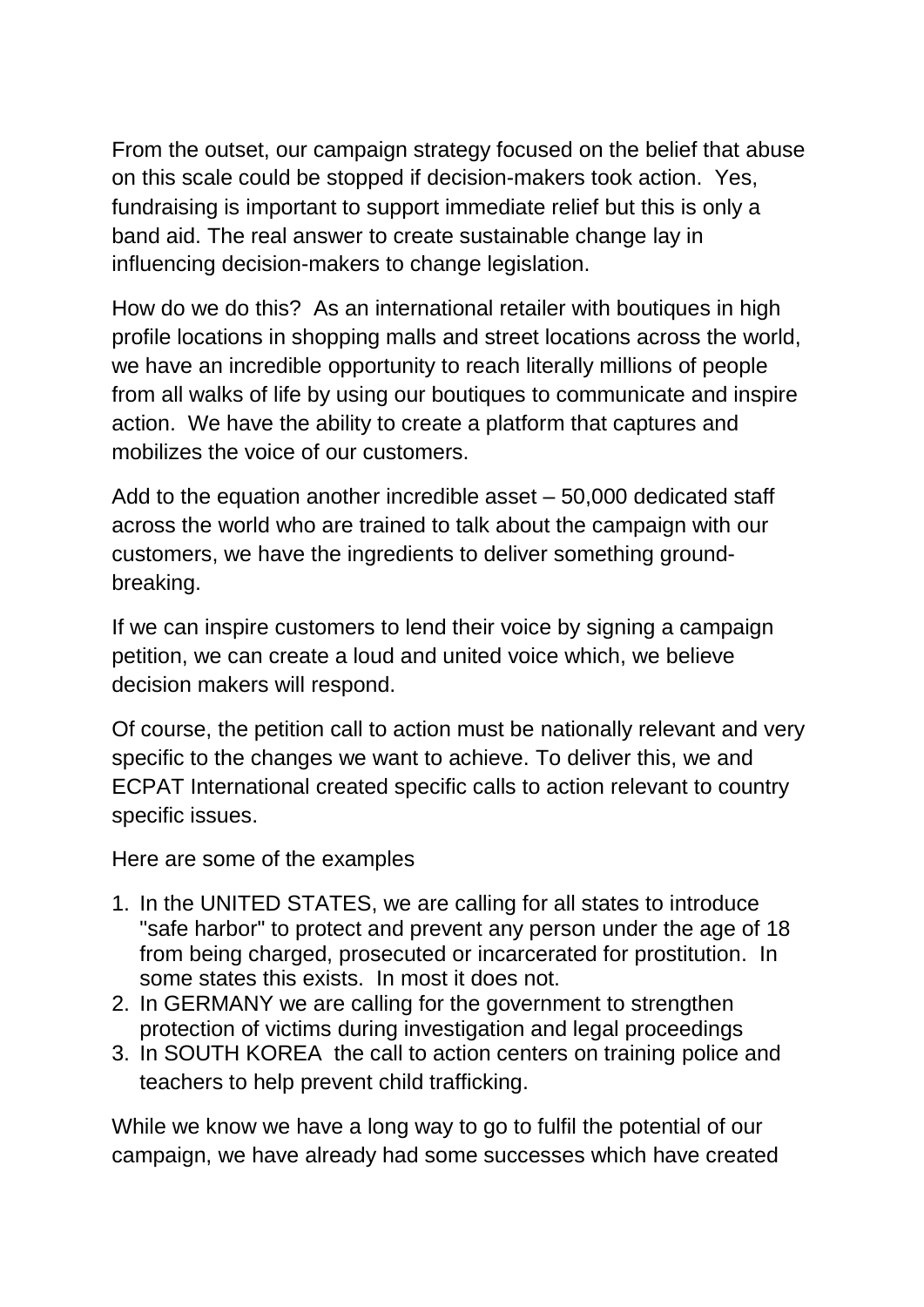From the outset, our campaign strategy focused on the belief that abuse on this scale could be stopped if decision-makers took action. Yes, fundraising is important to support immediate relief but this is only a band aid. The real answer to create sustainable change lay in influencing decision-makers to change legislation.

How do we do this? As an international retailer with boutiques in high profile locations in shopping malls and street locations across the world, we have an incredible opportunity to reach literally millions of people from all walks of life by using our boutiques to communicate and inspire action. We have the ability to create a platform that captures and mobilizes the voice of our customers.

Add to the equation another incredible asset – 50,000 dedicated staff across the world who are trained to talk about the campaign with our customers, we have the ingredients to deliver something ground-breaking.

If we can inspire customers to lend their voice by signing a campaign petition, we can create a loud and united voice which, we believe decision makers will respond.

Of course, the petition call to action must be nationally relevant and very specific to the changes we want to achieve. To deliver this, we and ECPAT International created specific calls to action relevant to country specific issues.

Here are some of the examples

1. In the UNITED STATES, we are calling for all states to introduce "safe harbor" to protect and prevent any person under the age of 18 from being charged, prosecuted or incarcerated for prostitution. In some states this exists. In most it does not.
2. In GERMANY we are calling for the government to strengthen protection of victims during investigation and legal proceedings
3. In SOUTH KOREA the call to action centers on training police and teachers to help prevent child trafficking.

While we know we have a long way to go to fulfil the potential of our campaign, we have already had some successes which have created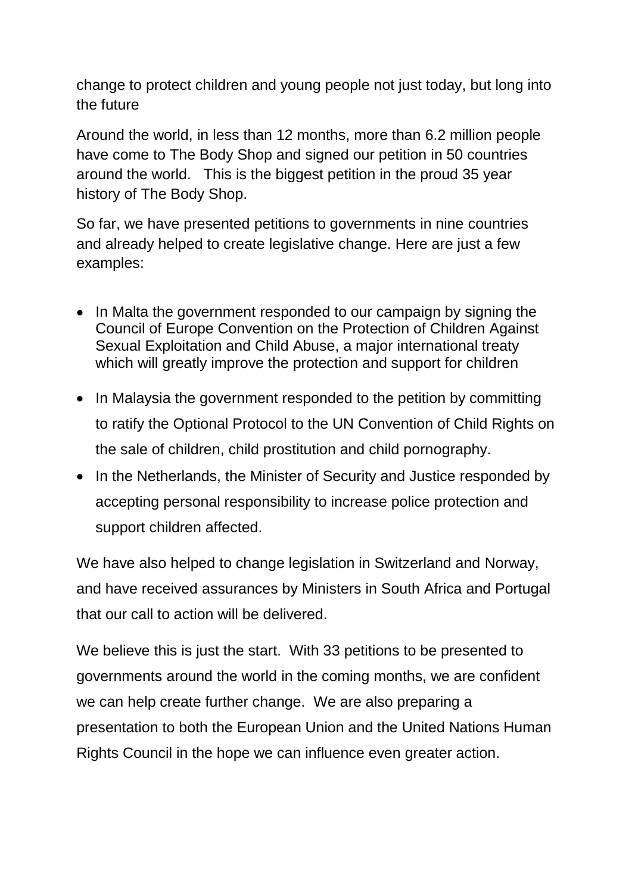change to protect children and young people not just today, but long into the future

Around the world, in less than 12 months, more than 6.2 million people have come to The Body Shop and signed our petition in 50 countries around the world. This is the biggest petition in the proud 35 year history of The Body Shop.

So far, we have presented petitions to governments in nine countries and already helped to create legislative change. Here are just a few examples:

- In Malta the government responded to our campaign by signing the Council of Europe Convention on the Protection of Children Against Sexual Exploitation and Child Abuse, a major international treaty which will greatly improve the protection and support for children
- In Malaysia the government responded to the petition by committing to ratify the Optional Protocol to the UN Convention of Child Rights on the sale of children, child prostitution and child pornography.
- In the Netherlands, the Minister of Security and Justice responded by accepting personal responsibility to increase police protection and support children affected.

We have also helped to change legislation in Switzerland and Norway, and have received assurances by Ministers in South Africa and Portugal that our call to action will be delivered.

We believe this is just the start. With 33 petitions to be presented to governments around the world in the coming months, we are confident we can help create further change. We are also preparing a presentation to both the European Union and the United Nations Human Rights Council in the hope we can influence even greater action.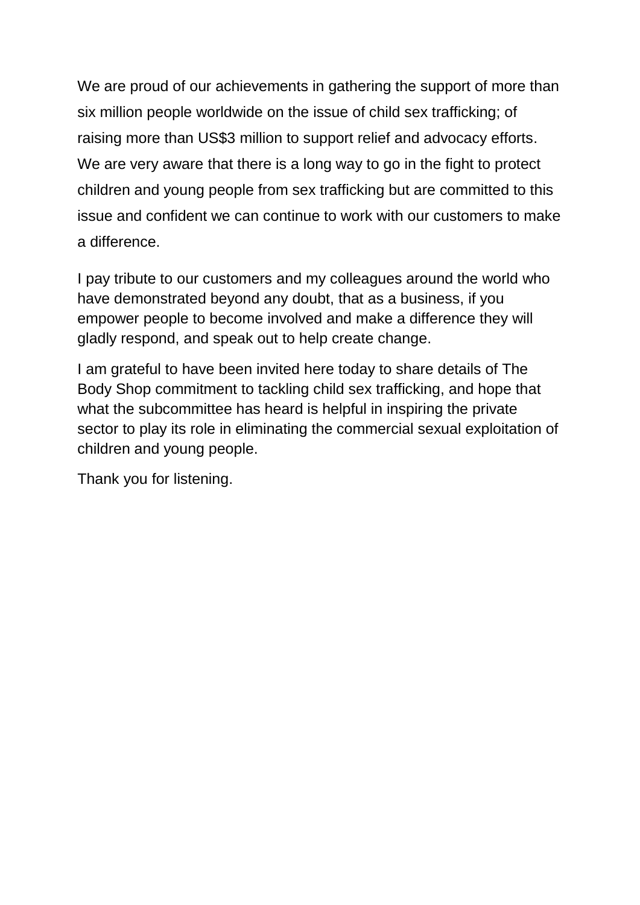We are proud of our achievements in gathering the support of more than six million people worldwide on the issue of child sex trafficking; of raising more than US$3 million to support relief and advocacy efforts. We are very aware that there is a long way to go in the fight to protect children and young people from sex trafficking but are committed to this issue and confident we can continue to work with our customers to make a difference.

I pay tribute to our customers and my colleagues around the world who have demonstrated beyond any doubt, that as a business, if you empower people to become involved and make a difference they will gladly respond, and speak out to help create change.

I am grateful to have been invited here today to share details of The Body Shop commitment to tackling child sex trafficking, and hope that what the subcommittee has heard is helpful in inspiring the private sector to play its role in eliminating the commercial sexual exploitation of children and young people.

Thank you for listening.